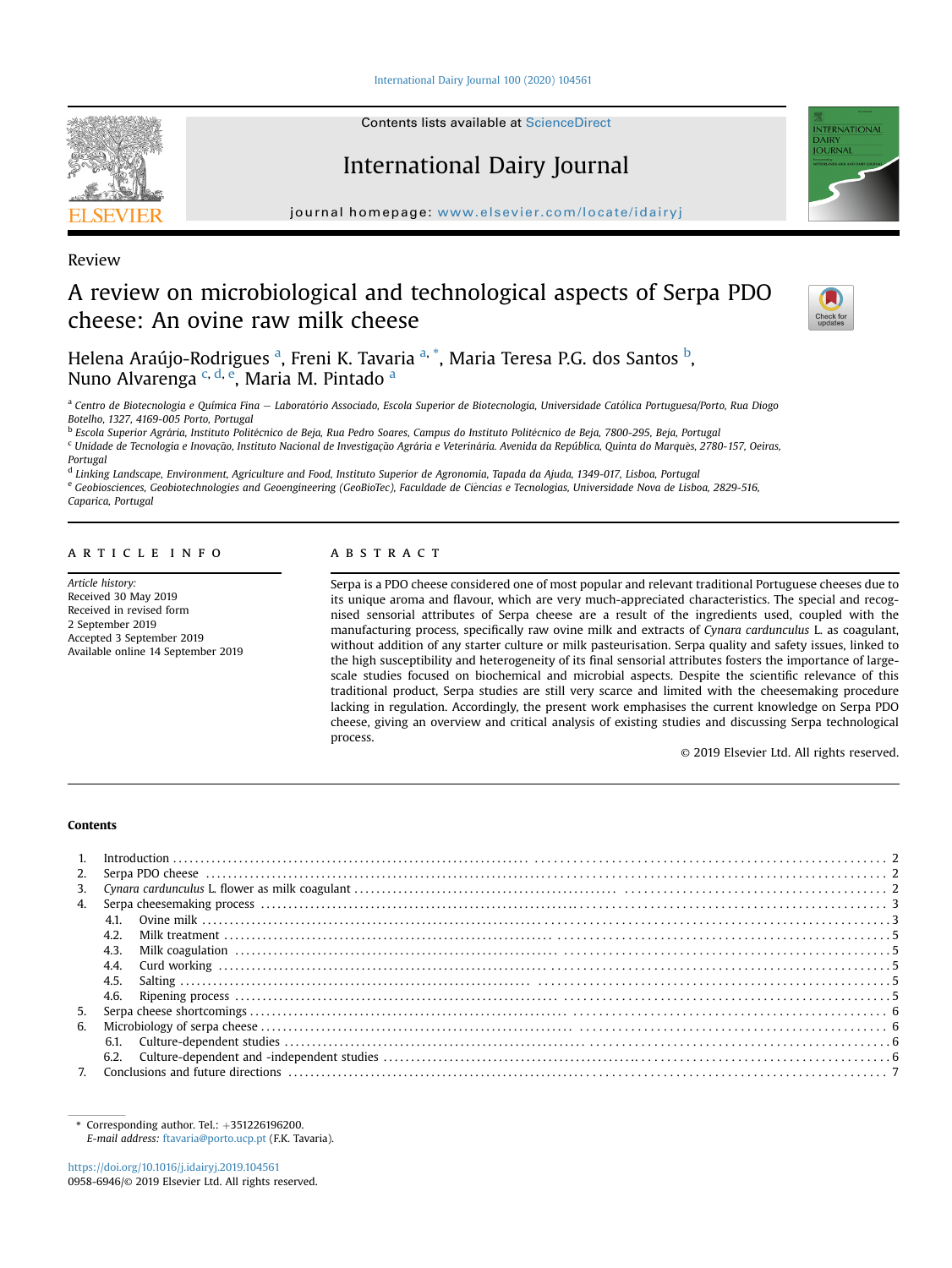Review

# A review on microbiological and technological aspects of Serpa PDO cheese: An ovine raw milk cheese

Helena Araújo-Rodrigues [a], Freni K. Tavaria [a,*], Maria Teresa P.G. dos Santos [b], Nuno Alvarenga [c,d,e], Maria M. Pintado [a]

[a] Centro de Biotecnologia e Química Fina – Laboratório Associado, Escola Superior de Biotecnologia, Universidade Católica Portuguesa/Porto, Rua Diogo Botelho, 1327, 4169-005 Porto, Portugal

[b] Escola Superior Agrária, Instituto Politécnico de Beja, Rua Pedro Soares, Campus do Instituto Politécnico de Beja, 7800-295, Beja, Portugal

[c] Unidade de Tecnologia e Inovação, Instituto Nacional de Investigação Agrária e Veterinária. Avenida da República, Quinta do Marquês, 2780-157, Oeiras, Portugal

[d] Linking Landscape, Environment, Agriculture and Food, Instituto Superior de Agronomia, Tapada da Ajuda, 1349-017, Lisboa, Portugal

[e] Geobiosciences, Geobiotechnologies and Geoengineering (GeoBioTec), Faculdade de Ciências e Tecnologias, Universidade Nova de Lisboa, 2829-516, Caparica, Portugal

## ARTICLE INFO

*Article history:*
Received 30 May 2019
Received in revised form
2 September 2019
Accepted 3 September 2019
Available online 14 September 2019

## ABSTRACT

Serpa is a PDO cheese considered one of most popular and relevant traditional Portuguese cheeses due to its unique aroma and flavour, which are very much-appreciated characteristics. The special and recognised sensorial attributes of Serpa cheese are a result of the ingredients used, coupled with the manufacturing process, specifically raw ovine milk and extracts of *Cynara cardunculus* L. as coagulant, without addition of any starter culture or milk pasteurisation. Serpa quality and safety issues, linked to the high susceptibility and heterogeneity of its final sensorial attributes fosters the importance of large-scale studies focused on biochemical and microbial aspects. Despite the scientific relevance of this traditional product, Serpa studies are still very scarce and limited with the cheesemaking procedure lacking in regulation. Accordingly, the present work emphasises the current knowledge on Serpa PDO cheese, giving an overview and critical analysis of existing studies and discussing Serpa technological process.

© 2019 Elsevier Ltd. All rights reserved.

## Contents

1. Introduction ... 2
2. Serpa PDO cheese ... 2
3. *Cynara cardunculus* L. flower as milk coagulant ... 2
4. Serpa cheesemaking process ... 3
   - 4.1. Ovine milk ... 3
   - 4.2. Milk treatment ... 5
   - 4.3. Milk coagulation ... 5
   - 4.4. Curd working ... 5
   - 4.5. Salting ... 5
   - 4.6. Ripening process ... 5
5. Serpa cheese shortcomings ... 6
6. Microbiology of serpa cheese ... 6
   - 6.1. Culture-dependent studies ... 6
   - 6.2. Culture-dependent and -independent studies ... 6
7. Conclusions and future directions ... 7

\* Corresponding author. Tel.: +351226196200.
*E-mail address:* ftavaria@porto.ucp.pt (F.K. Tavaria).

https://doi.org/10.1016/j.idairyj.2019.104561
0958-6946/© 2019 Elsevier Ltd. All rights reserved.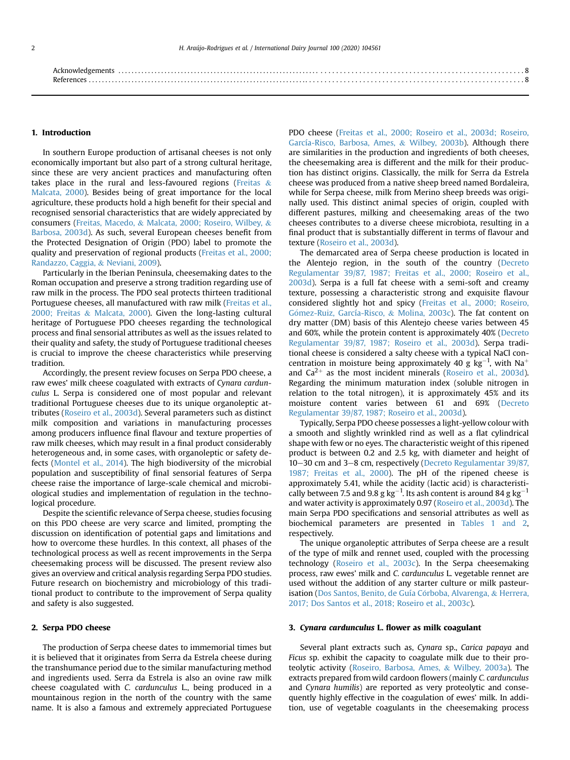Acknowledgements . . . . . . . . . . 8
References . . . . . . . . . . 8

## 1. Introduction

In southern Europe production of artisanal cheeses is not only economically important but also part of a strong cultural heritage, since these are very ancient practices and manufacturing often takes place in the rural and less-favoured regions (Freitas & Malcata, 2000). Besides being of great importance for the local agriculture, these products hold a high benefit for their special and recognised sensorial characteristics that are widely appreciated by consumers (Freitas, Macedo, & Malcata, 2000; Roseiro, Wilbey, & Barbosa, 2003d). As such, several European cheeses benefit from the Protected Designation of Origin (PDO) label to promote the quality and preservation of regional products (Freitas et al., 2000; Randazzo, Caggia, & Neviani, 2009).

Particularly in the Iberian Peninsula, cheesemaking dates to the Roman occupation and preserve a strong tradition regarding use of raw milk in the process. The PDO seal protects thirteen traditional Portuguese cheeses, all manufactured with raw milk (Freitas et al., 2000; Freitas & Malcata, 2000). Given the long-lasting cultural heritage of Portuguese PDO cheeses regarding the technological process and final sensorial attributes as well as the issues related to their quality and safety, the study of Portuguese traditional cheeses is crucial to improve the cheese characteristics while preserving tradition.

Accordingly, the present review focuses on Serpa PDO cheese, a raw ewes' milk cheese coagulated with extracts of *Cynara cardunculus* L. Serpa is considered one of most popular and relevant traditional Portuguese cheeses due to its unique organoleptic attributes (Roseiro et al., 2003d). Several parameters such as distinct milk composition and variations in manufacturing processes among producers influence final flavour and texture properties of raw milk cheeses, which may result in a final product considerably heterogeneous and, in some cases, with organoleptic or safety defects (Montel et al., 2014). The high biodiversity of the microbial population and susceptibility of final sensorial features of Serpa cheese raise the importance of large-scale chemical and microbiological studies and implementation of regulation in the technological procedure.

Despite the scientific relevance of Serpa cheese, studies focusing on this PDO cheese are very scarce and limited, prompting the discussion on identification of potential gaps and limitations and how to overcome these hurdles. In this context, all phases of the technological process as well as recent improvements in the Serpa cheesemaking process will be discussed. The present review also gives an overview and critical analysis regarding Serpa PDO studies. Future research on biochemistry and microbiology of this traditional product to contribute to the improvement of Serpa quality and safety is also suggested.

## 2. Serpa PDO cheese

The production of Serpa cheese dates to immemorial times but it is believed that it originates from Serra da Estrela cheese during the transhumance period due to the similar manufacturing method and ingredients used. Serra da Estrela is also an ovine raw milk cheese coagulated with *C. cardunculus* L., being produced in a mountainous region in the north of the country with the same name. It is also a famous and extremely appreciated Portuguese PDO cheese (Freitas et al., 2000; Roseiro et al., 2003d; Roseiro, García-Risco, Barbosa, Ames, & Wilbey, 2003b). Although there are similarities in the production and ingredients of both cheeses, the cheesemaking area is different and the milk for their production has distinct origins. Classically, the milk for Serra da Estrela cheese was produced from a native sheep breed named Bordaleira, while for Serpa cheese, milk from Merino sheep breeds was originally used. This distinct animal species of origin, coupled with different pastures, milking and cheesemaking areas of the two cheeses contributes to a diverse cheese microbiota, resulting in a final product that is substantially different in terms of flavour and texture (Roseiro et al., 2003d).

The demarcated area of Serpa cheese production is located in the Alentejo region, in the south of the country (Decreto Regulamentar 39/87, 1987; Freitas et al., 2000; Roseiro et al., 2003d). Serpa is a full fat cheese with a semi-soft and creamy texture, possessing a characteristic strong and exquisite flavour considered slightly hot and spicy (Freitas et al., 2000; Roseiro, Gómez-Ruiz, García-Risco, & Molina, 2003c). The fat content on dry matter (DM) basis of this Alentejo cheese varies between 45 and 60%, while the protein content is approximately 40% (Decreto Regulamentar 39/87, 1987; Roseiro et al., 2003d). Serpa traditional cheese is considered a salty cheese with a typical NaCl concentration in moisture being approximately 40 g $kg^{-1}$, with $Na^{+}$ and $Ca^{2+}$ as the most incident minerals (Roseiro et al., 2003d). Regarding the minimum maturation index (soluble nitrogen in relation to the total nitrogen), it is approximately 45% and its moisture content varies between 61 and 69% (Decreto Regulamentar 39/87, 1987; Roseiro et al., 2003d).

Typically, Serpa PDO cheese possesses a light-yellow colour with a smooth and slightly wrinkled rind as well as a flat cylindrical shape with few or no eyes. The characteristic weight of this ripened product is between 0.2 and 2.5 kg, with diameter and height of 10–30 cm and 3–8 cm, respectively (Decreto Regulamentar 39/87, 1987; Freitas et al., 2000). The pH of the ripened cheese is approximately 5.41, while the acidity (lactic acid) is characteristically between 7.5 and 9.8 g $kg^{-1}$. Its ash content is around 84 g $kg^{-1}$ and water activity is approximately 0.97 (Roseiro et al., 2003d). The main Serpa PDO specifications and sensorial attributes as well as biochemical parameters are presented in Tables 1 and 2, respectively.

The unique organoleptic attributes of Serpa cheese are a result of the type of milk and rennet used, coupled with the processing technology (Roseiro et al., 2003c). In the Serpa cheesemaking process, raw ewes' milk and *C. cardunculus* L. vegetable rennet are used without the addition of any starter culture or milk pasteurisation (Dos Santos, Benito, de Guía Córboba, Alvarenga, & Herrera, 2017; Dos Santos et al., 2018; Roseiro et al., 2003c).

## 3. *Cynara cardunculus* L. flower as milk coagulant

Several plant extracts such as, *Cynara* sp., *Carica papaya* and *Ficus* sp. exhibit the capacity to coagulate milk due to their proteolytic activity (Roseiro, Barbosa, Ames, & Wilbey, 2003a). The extracts prepared from wild cardoon flowers (mainly *C. cardunculus* and *Cynara humilis*) are reported as very proteolytic and consequently highly effective in the coagulation of ewes' milk. In addition, use of vegetable coagulants in the cheesemaking process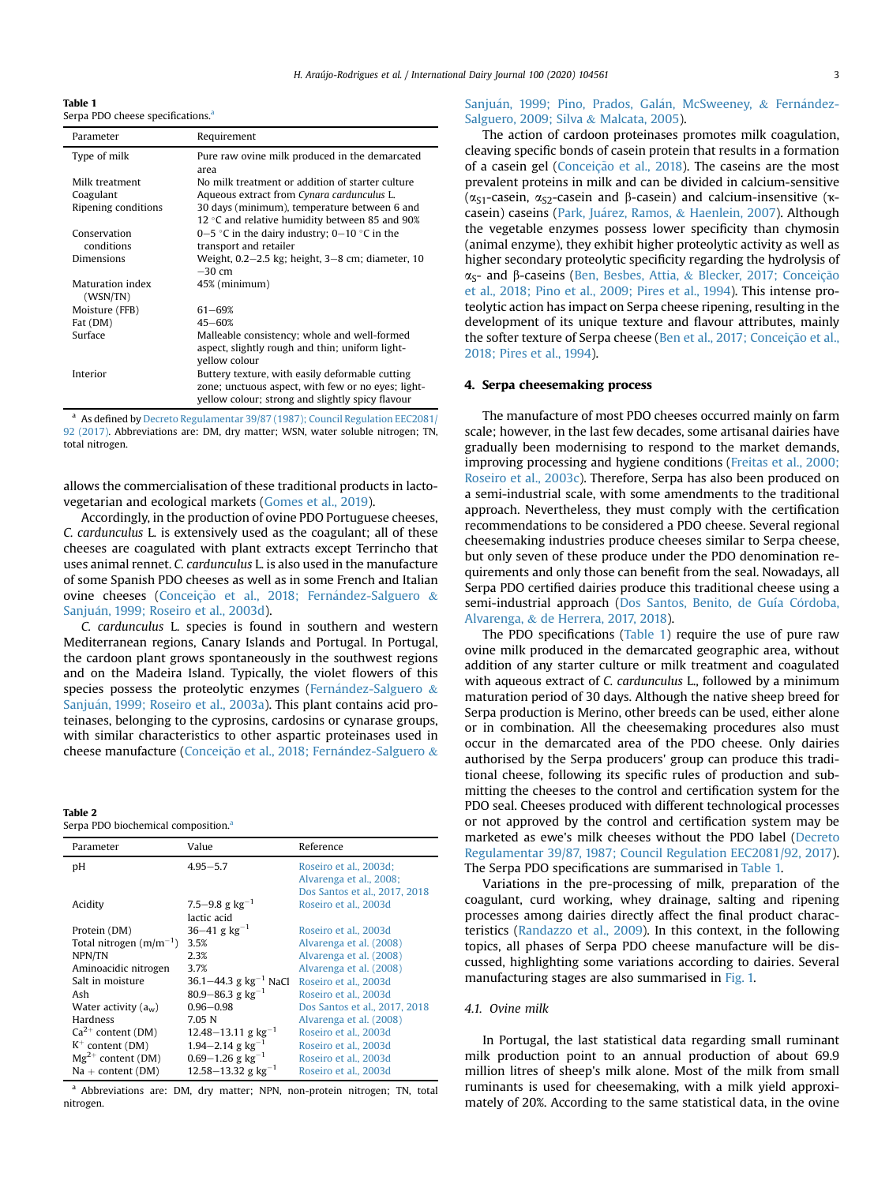**Table 1**
Serpa PDO cheese specifications.[a]

| Parameter | Requirement |
|---|---|
| Type of milk | Pure raw ovine milk produced in the demarcated area |
| Milk treatment | No milk treatment or addition of starter culture |
| Coagulant | Aqueous extract from *Cynara cardunculus* L. |
| Ripening conditions | 30 days (minimum), temperature between 6 and 12 °C and relative humidity between 85 and 90% |
| Conservation conditions | 0–5 °C in the dairy industry; 0–10 °C in the transport and retailer |
| Dimensions | Weight, 0.2–2.5 kg; height, 3–8 cm; diameter, 10–30 cm |
| Maturation index (WSN/TN) | 45% (minimum) |
| Moisture (FFB) | 61–69% |
| Fat (DM) | 45–60% |
| Surface | Malleable consistency; whole and well-formed aspect, slightly rough and thin; uniform light-yellow colour |
| Interior | Buttery texture, with easily deformable cutting zone; unctuous aspect, with few or no eyes; light-yellow colour; strong and slightly spicy flavour |

[a] As defined by Decreto Regulamentar 39/87 (1987); Council Regulation EEC2081/92 (2017). Abbreviations are: DM, dry matter; WSN, water soluble nitrogen; TN, total nitrogen.

allows the commercialisation of these traditional products in lacto-vegetarian and ecological markets (Gomes et al., 2019).

Accordingly, in the production of ovine PDO Portuguese cheeses, *C. cardunculus* L. is extensively used as the coagulant; all of these cheeses are coagulated with plant extracts except Terrincho that uses animal rennet. *C. cardunculus* L. is also used in the manufacture of some Spanish PDO cheeses as well as in some French and Italian ovine cheeses (Conceição et al., 2018; Fernández-Salguero & Sanjuán, 1999; Roseiro et al., 2003d).

*C. cardunculus* L. species is found in southern and western Mediterranean regions, Canary Islands and Portugal. In Portugal, the cardoon plant grows spontaneously in the southwest regions and on the Madeira Island. Typically, the violet flowers of this species possess the proteolytic enzymes (Fernández-Salguero & Sanjuán, 1999; Roseiro et al., 2003a). This plant contains acid proteinases, belonging to the cyprosins, cardosins or cynarase groups, with similar characteristics to other aspartic proteinases used in cheese manufacture (Conceição et al., 2018; Fernández-Salguero & Sanjuán, 1999; Pino, Prados, Galán, McSweeney, & Fernández-Salguero, 2009; Silva & Malcata, 2005).

**Table 2**
Serpa PDO biochemical composition.[a]

| Parameter | Value | Reference |
|---|---|---|
| pH | 4.95–5.7 | Roseiro et al., 2003d; Alvarenga et al., 2008; Dos Santos et al., 2017, 2018 |
| Acidity | 7.5–9.8 g $kg^{-1}$ lactic acid | Roseiro et al., 2003d |
| Protein (DM) | 36–41 g $kg^{-1}$ | Roseiro et al., 2003d |
| Total nitrogen ($m/m^{-1}$) | 3.5% | Alvarenga et al. (2008) |
| NPN/TN | 2.3% | Alvarenga et al. (2008) |
| Aminoacidic nitrogen | 3.7% | Alvarenga et al. (2008) |
| Salt in moisture | 36.1–44.3 g $kg^{-1}$ NaCl | Roseiro et al., 2003d |
| Ash | 80.9–86.3 g $kg^{-1}$ | Roseiro et al., 2003d |
| Water activity ($a_w$) | 0.96–0.98 | Dos Santos et al., 2017, 2018 |
| Hardness | 7.05 N | Alvarenga et al. (2008) |
| $Ca^{2+}$ content (DM) | 12.48–13.11 g $kg^{-1}$ | Roseiro et al., 2003d |
| $K^{+}$ content (DM) | 1.94–2.14 g $kg^{-1}$ | Roseiro et al., 2003d |
| $Mg^{2+}$ content (DM) | 0.69–1.26 g $kg^{-1}$ | Roseiro et al., 2003d |
| Na + content (DM) | 12.58–13.32 g $kg^{-1}$ | Roseiro et al., 2003d |

[a] Abbreviations are: DM, dry matter; NPN, non-protein nitrogen; TN, total nitrogen.

The action of cardoon proteinases promotes milk coagulation, cleaving specific bonds of casein protein that results in a formation of a casein gel (Conceição et al., 2018). The caseins are the most prevalent proteins in milk and can be divided in calcium-sensitive ($\alpha_{S1}$-casein, $\alpha_{S2}$-casein and β-casein) and calcium-insensitive (κ-casein) caseins (Park, Juárez, Ramos, & Haenlein, 2007). Although the vegetable enzymes possess lower specificity than chymosin (animal enzyme), they exhibit higher proteolytic activity as well as higher secondary proteolytic specificity regarding the hydrolysis of $\alpha_S$- and β-caseins (Ben, Besbes, Attia, & Blecker, 2017; Conceição et al., 2018; Pino et al., 2009; Pires et al., 1994). This intense proteolytic action has impact on Serpa cheese ripening, resulting in the development of its unique texture and flavour attributes, mainly the softer texture of Serpa cheese (Ben et al., 2017; Conceição et al., 2018; Pires et al., 1994).

## 4. Serpa cheesemaking process

The manufacture of most PDO cheeses occurred mainly on farm scale; however, in the last few decades, some artisanal dairies have gradually been modernising to respond to the market demands, improving processing and hygiene conditions (Freitas et al., 2000; Roseiro et al., 2003c). Therefore, Serpa has also been produced on a semi-industrial scale, with some amendments to the traditional approach. Nevertheless, they must comply with the certification recommendations to be considered a PDO cheese. Several regional cheesemaking industries produce cheeses similar to Serpa cheese, but only seven of these produce under the PDO denomination requirements and only those can benefit from the seal. Nowadays, all Serpa PDO certified dairies produce this traditional cheese using a semi-industrial approach (Dos Santos, Benito, de Guía Córdoba, Alvarenga, & de Herrera, 2017, 2018).

The PDO specifications (Table 1) require the use of pure raw ovine milk produced in the demarcated geographic area, without addition of any starter culture or milk treatment and coagulated with aqueous extract of *C. cardunculus* L., followed by a minimum maturation period of 30 days. Although the native sheep breed for Serpa production is Merino, other breeds can be used, either alone or in combination. All the cheesemaking procedures also must occur in the demarcated area of the PDO cheese. Only dairies authorised by the Serpa producers' group can produce this traditional cheese, following its specific rules of production and submitting the cheeses to the control and certification system for the PDO seal. Cheeses produced with different technological processes or not approved by the control and certification system may be marketed as ewe's milk cheeses without the PDO label (Decreto Regulamentar 39/87, 1987; Council Regulation EEC2081/92, 2017). The Serpa PDO specifications are summarised in Table 1.

Variations in the pre-processing of milk, preparation of the coagulant, curd working, whey drainage, salting and ripening processes among dairies directly affect the final product characteristics (Randazzo et al., 2009). In this context, in the following topics, all phases of Serpa PDO cheese manufacture will be discussed, highlighting some variations according to dairies. Several manufacturing stages are also summarised in Fig. 1.

### 4.1. Ovine milk

In Portugal, the last statistical data regarding small ruminant milk production point to an annual production of about 69.9 million litres of sheep's milk alone. Most of the milk from small ruminants is used for cheesemaking, with a milk yield approximately of 20%. According to the same statistical data, in the ovine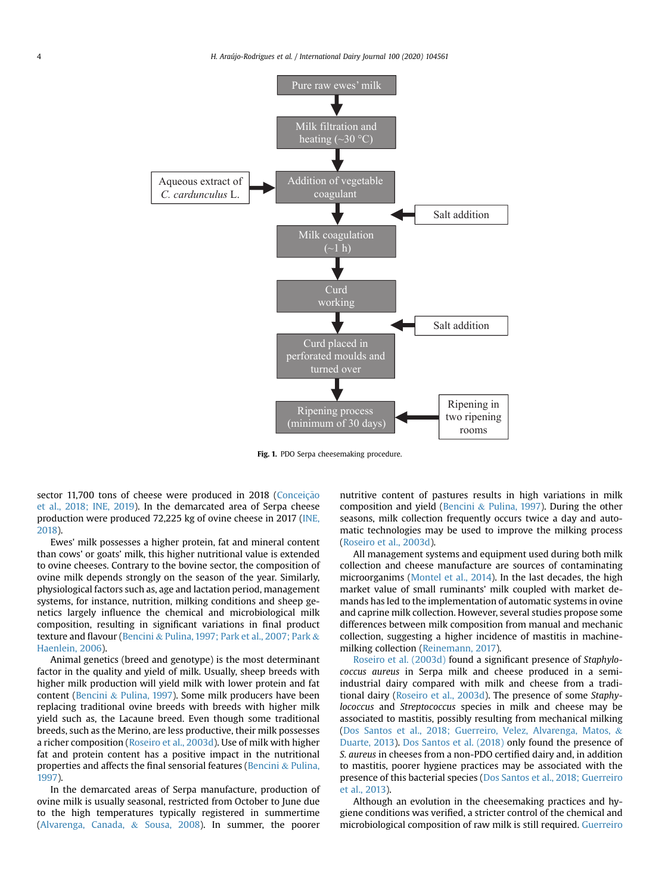Pure raw ewes' milk

Milk filtration and heating (~30 °C)

Aqueous extract of *C. cardunculus* L. → Addition of vegetable coagulant

Salt addition →

Milk coagulation (~1 h)

Curd working

Salt addition →

Curd placed in perforated moulds and turned over

Ripening process (minimum of 30 days) ← Ripening in two ripening rooms

**Fig. 1.** PDO Serpa cheesemaking procedure.

sector 11,700 tons of cheese were produced in 2018 (Conceição et al., 2018; INE, 2019). In the demarcated area of Serpa cheese production were produced 72,225 kg of ovine cheese in 2017 (INE, 2018).

Ewes' milk possesses a higher protein, fat and mineral content than cows' or goats' milk, this higher nutritional value is extended to ovine cheeses. Contrary to the bovine sector, the composition of ovine milk depends strongly on the season of the year. Similarly, physiological factors such as, age and lactation period, management systems, for instance, nutrition, milking conditions and sheep genetics largely influence the chemical and microbiological milk composition, resulting in significant variations in final product texture and flavour (Bencini & Pulina, 1997; Park et al., 2007; Park & Haenlein, 2006).

Animal genetics (breed and genotype) is the most determinant factor in the quality and yield of milk. Usually, sheep breeds with higher milk production will yield milk with lower protein and fat content (Bencini & Pulina, 1997). Some milk producers have been replacing traditional ovine breeds with breeds with higher milk yield such as, the Lacaune breed. Even though some traditional breeds, such as the Merino, are less productive, their milk possesses a richer composition (Roseiro et al., 2003d). Use of milk with higher fat and protein content has a positive impact in the nutritional properties and affects the final sensorial features (Bencini & Pulina, 1997).

In the demarcated areas of Serpa manufacture, production of ovine milk is usually seasonal, restricted from October to June due to the high temperatures typically registered in summertime (Alvarenga, Canada, & Sousa, 2008). In summer, the poorer nutritive content of pastures results in high variations in milk composition and yield (Bencini & Pulina, 1997). During the other seasons, milk collection frequently occurs twice a day and automatic technologies may be used to improve the milking process (Roseiro et al., 2003d).

All management systems and equipment used during both milk collection and cheese manufacture are sources of contaminating microorganims (Montel et al., 2014). In the last decades, the high market value of small ruminants' milk coupled with market demands has led to the implementation of automatic systems in ovine and caprine milk collection. However, several studies propose some differences between milk composition from manual and mechanic collection, suggesting a higher incidence of mastitis in machine-milking collection (Reinemann, 2017).

Roseiro et al. (2003d) found a significant presence of *Staphylococcus aureus* in Serpa milk and cheese produced in a semi-industrial dairy compared with milk and cheese from a traditional dairy (Roseiro et al., 2003d). The presence of some *Staphylococcus* and *Streptococcus* species in milk and cheese may be associated to mastitis, possibly resulting from mechanical milking (Dos Santos et al., 2018; Guerreiro, Velez, Alvarenga, Matos, & Duarte, 2013). Dos Santos et al. (2018) only found the presence of *S. aureus* in cheeses from a non-PDO certified dairy and, in addition to mastitis, poorer hygiene practices may be associated with the presence of this bacterial species (Dos Santos et al., 2018; Guerreiro et al., 2013).

Although an evolution in the cheesemaking practices and hygiene conditions was verified, a stricter control of the chemical and microbiological composition of raw milk is still required. Guerreiro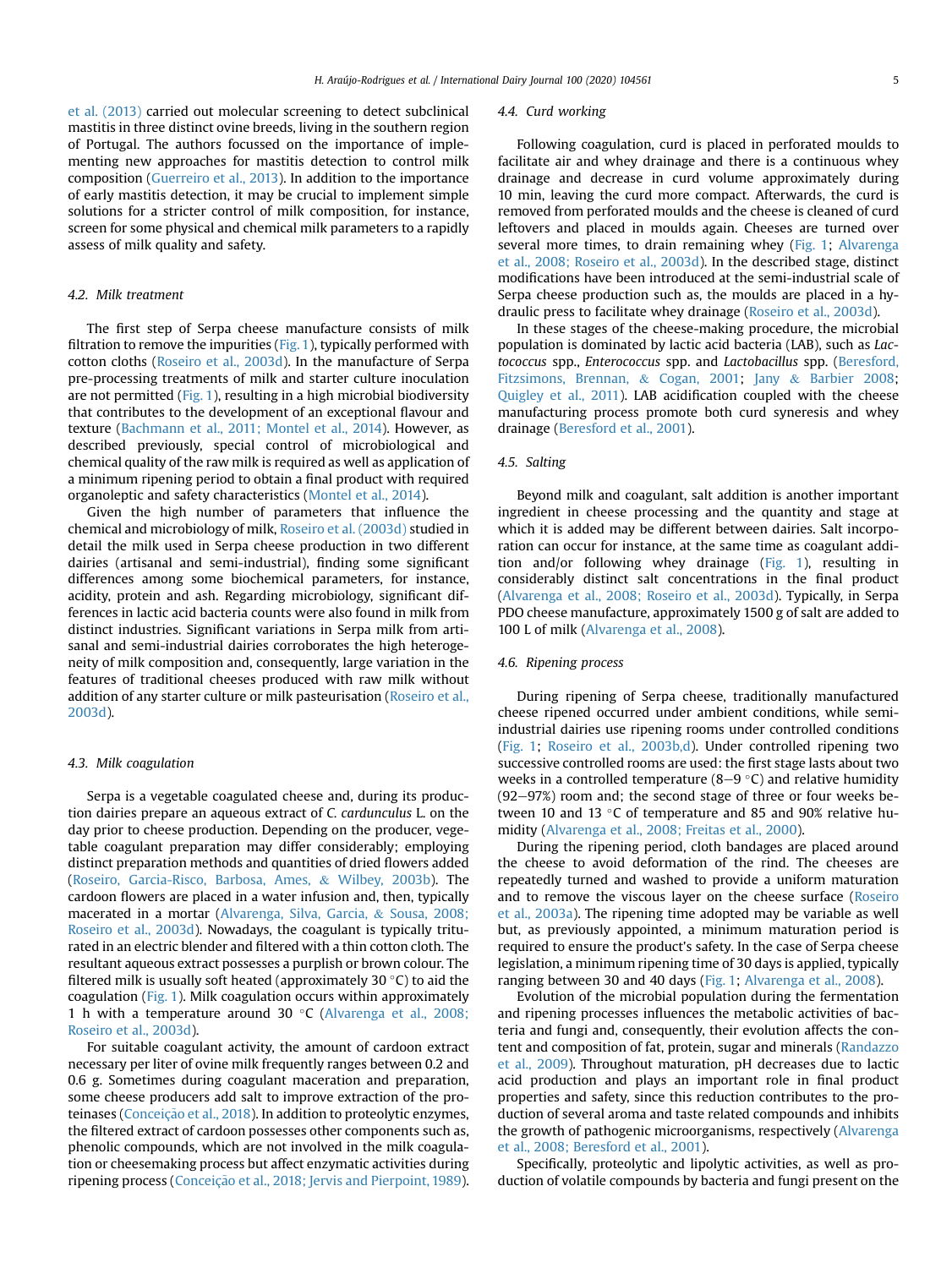et al. (2013) carried out molecular screening to detect subclinical mastitis in three distinct ovine breeds, living in the southern region of Portugal. The authors focussed on the importance of implementing new approaches for mastitis detection to control milk composition (Guerreiro et al., 2013). In addition to the importance of early mastitis detection, it may be crucial to implement simple solutions for a stricter control of milk composition, for instance, screen for some physical and chemical milk parameters to a rapidly assess of milk quality and safety.

### 4.2. Milk treatment

The first step of Serpa cheese manufacture consists of milk filtration to remove the impurities (Fig. 1), typically performed with cotton cloths (Roseiro et al., 2003d). In the manufacture of Serpa pre-processing treatments of milk and starter culture inoculation are not permitted (Fig. 1), resulting in a high microbial biodiversity that contributes to the development of an exceptional flavour and texture (Bachmann et al., 2011; Montel et al., 2014). However, as described previously, special control of microbiological and chemical quality of the raw milk is required as well as application of a minimum ripening period to obtain a final product with required organoleptic and safety characteristics (Montel et al., 2014).

Given the high number of parameters that influence the chemical and microbiology of milk, Roseiro et al. (2003d) studied in detail the milk used in Serpa cheese production in two different dairies (artisanal and semi-industrial), finding some significant differences among some biochemical parameters, for instance, acidity, protein and ash. Regarding microbiology, significant differences in lactic acid bacteria counts were also found in milk from distinct industries. Significant variations in Serpa milk from artisanal and semi-industrial dairies corroborates the high heterogeneity of milk composition and, consequently, large variation in the features of traditional cheeses produced with raw milk without addition of any starter culture or milk pasteurisation (Roseiro et al., 2003d).

### 4.3. Milk coagulation

Serpa is a vegetable coagulated cheese and, during its production dairies prepare an aqueous extract of *C. cardunculus* L. on the day prior to cheese production. Depending on the producer, vegetable coagulant preparation may differ considerably; employing distinct preparation methods and quantities of dried flowers added (Roseiro, Garcia-Risco, Barbosa, Ames, & Wilbey, 2003b). The cardoon flowers are placed in a water infusion and, then, typically macerated in a mortar (Alvarenga, Silva, Garcia, & Sousa, 2008; Roseiro et al., 2003d). Nowadays, the coagulant is typically triturated in an electric blender and filtered with a thin cotton cloth. The resultant aqueous extract possesses a purplish or brown colour. The filtered milk is usually soft heated (approximately 30 °C) to aid the coagulation (Fig. 1). Milk coagulation occurs within approximately 1 h with a temperature around 30 °C (Alvarenga et al., 2008; Roseiro et al., 2003d).

For suitable coagulant activity, the amount of cardoon extract necessary per liter of ovine milk frequently ranges between 0.2 and 0.6 g. Sometimes during coagulant maceration and preparation, some cheese producers add salt to improve extraction of the proteinases (Conceição et al., 2018). In addition to proteolytic enzymes, the filtered extract of cardoon possesses other components such as, phenolic compounds, which are not involved in the milk coagulation or cheesemaking process but affect enzymatic activities during ripening process (Conceição et al., 2018; Jervis and Pierpoint, 1989).

### 4.4. Curd working

Following coagulation, curd is placed in perforated moulds to facilitate air and whey drainage and there is a continuous whey drainage and decrease in curd volume approximately during 10 min, leaving the curd more compact. Afterwards, the curd is removed from perforated moulds and the cheese is cleaned of curd leftovers and placed in moulds again. Cheeses are turned over several more times, to drain remaining whey (Fig. 1; Alvarenga et al., 2008; Roseiro et al., 2003d). In the described stage, distinct modifications have been introduced at the semi-industrial scale of Serpa cheese production such as, the moulds are placed in a hydraulic press to facilitate whey drainage (Roseiro et al., 2003d).

In these stages of the cheese-making procedure, the microbial population is dominated by lactic acid bacteria (LAB), such as *Lactococcus* spp., *Enterococcus* spp. and *Lactobacillus* spp. (Beresford, Fitzsimons, Brennan, & Cogan, 2001; Jany & Barbier 2008; Quigley et al., 2011). LAB acidification coupled with the cheese manufacturing process promote both curd syneresis and whey drainage (Beresford et al., 2001).

### 4.5. Salting

Beyond milk and coagulant, salt addition is another important ingredient in cheese processing and the quantity and stage at which it is added may be different between dairies. Salt incorporation can occur for instance, at the same time as coagulant addition and/or following whey drainage (Fig. 1), resulting in considerably distinct salt concentrations in the final product (Alvarenga et al., 2008; Roseiro et al., 2003d). Typically, in Serpa PDO cheese manufacture, approximately 1500 g of salt are added to 100 L of milk (Alvarenga et al., 2008).

### 4.6. Ripening process

During ripening of Serpa cheese, traditionally manufactured cheese ripened occurred under ambient conditions, while semi-industrial dairies use ripening rooms under controlled conditions (Fig. 1; Roseiro et al., 2003b,d). Under controlled ripening two successive controlled rooms are used: the first stage lasts about two weeks in a controlled temperature (8–9 °C) and relative humidity (92–97%) room and; the second stage of three or four weeks between 10 and 13 °C of temperature and 85 and 90% relative humidity (Alvarenga et al., 2008; Freitas et al., 2000).

During the ripening period, cloth bandages are placed around the cheese to avoid deformation of the rind. The cheeses are repeatedly turned and washed to provide a uniform maturation and to remove the viscous layer on the cheese surface (Roseiro et al., 2003a). The ripening time adopted may be variable as well but, as previously appointed, a minimum maturation period is required to ensure the product's safety. In the case of Serpa cheese legislation, a minimum ripening time of 30 days is applied, typically ranging between 30 and 40 days (Fig. 1; Alvarenga et al., 2008).

Evolution of the microbial population during the fermentation and ripening processes influences the metabolic activities of bacteria and fungi and, consequently, their evolution affects the content and composition of fat, protein, sugar and minerals (Randazzo et al., 2009). Throughout maturation, pH decreases due to lactic acid production and plays an important role in final product properties and safety, since this reduction contributes to the production of several aroma and taste related compounds and inhibits the growth of pathogenic microorganisms, respectively (Alvarenga et al., 2008; Beresford et al., 2001).

Specifically, proteolytic and lipolytic activities, as well as production of volatile compounds by bacteria and fungi present on the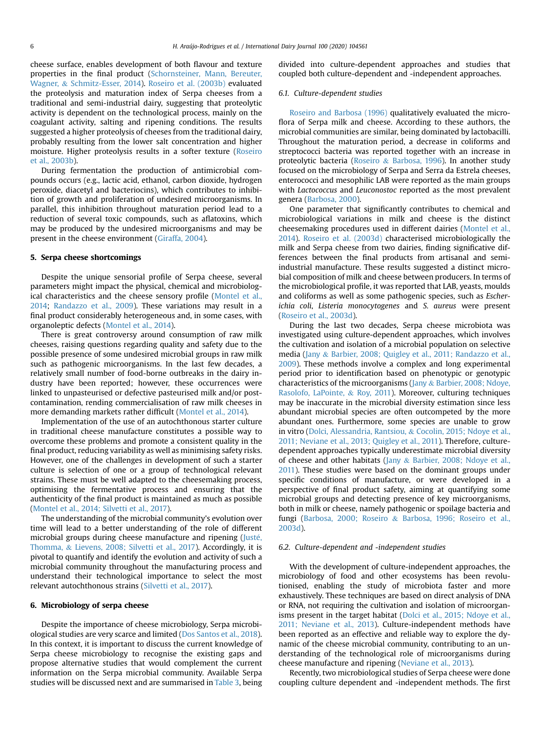cheese surface, enables development of both flavour and texture properties in the final product (Schornsteiner, Mann, Bereuter, Wagner, & Schmitz-Esser, 2014). Roseiro et al. (2003b) evaluated the proteolysis and maturation index of Serpa cheeses from a traditional and semi-industrial dairy, suggesting that proteolytic activity is dependent on the technological process, mainly on the coagulant activity, salting and ripening conditions. The results suggested a higher proteolysis of cheeses from the traditional dairy, probably resulting from the lower salt concentration and higher moisture. Higher proteolysis results in a softer texture (Roseiro et al., 2003b).

During fermentation the production of antimicrobial compounds occurs (e.g., lactic acid, ethanol, carbon dioxide, hydrogen peroxide, diacetyl and bacteriocins), which contributes to inhibition of growth and proliferation of undesired microorganisms. In parallel, this inhibition throughout maturation period lead to a reduction of several toxic compounds, such as aflatoxins, which may be produced by the undesired microorganisms and may be present in the cheese environment (Giraffa, 2004).

## 5. Serpa cheese shortcomings

Despite the unique sensorial profile of Serpa cheese, several parameters might impact the physical, chemical and microbiological characteristics and the cheese sensory profile (Montel et al., 2014; Randazzo et al., 2009). These variations may result in a final product considerably heterogeneous and, in some cases, with organoleptic defects (Montel et al., 2014).

There is great controversy around consumption of raw milk cheeses, raising questions regarding quality and safety due to the possible presence of some undesired microbial groups in raw milk such as pathogenic microorganisms. In the last few decades, a relatively small number of food-borne outbreaks in the dairy industry have been reported; however, these occurrences were linked to unpasteurised or defective pasteurised milk and/or post-contamination, rending commercialisation of raw milk cheeses in more demanding markets rather difficult (Montel et al., 2014).

Implementation of the use of an autochthonous starter culture in traditional cheese manufacture constitutes a possible way to overcome these problems and promote a consistent quality in the final product, reducing variability as well as minimising safety risks. However, one of the challenges in development of such a starter culture is selection of one or a group of technological relevant strains. These must be well adapted to the cheesemaking process, optimising the fermentative process and ensuring that the authenticity of the final product is maintained as much as possible (Montel et al., 2014; Silvetti et al., 2017).

The understanding of the microbial community's evolution over time will lead to a better understanding of the role of different microbial groups during cheese manufacture and ripening (Justé, Thomma, & Lievens, 2008; Silvetti et al., 2017). Accordingly, it is pivotal to quantify and identify the evolution and activity of such a microbial community throughout the manufacturing process and understand their technological importance to select the most relevant autochthonous strains (Silvetti et al., 2017).

## 6. Microbiology of serpa cheese

Despite the importance of cheese microbiology, Serpa microbiological studies are very scarce and limited (Dos Santos et al., 2018). In this context, it is important to discuss the current knowledge of Serpa cheese microbiology to recognise the existing gaps and propose alternative studies that would complement the current information on the Serpa microbial community. Available Serpa studies will be discussed next and are summarised in Table 3, being divided into culture-dependent approaches and studies that coupled both culture-dependent and -independent approaches.

### 6.1. Culture-dependent studies

Roseiro and Barbosa (1996) qualitatively evaluated the microflora of Serpa milk and cheese. According to these authors, the microbial communities are similar, being dominated by lactobacilli. Throughout the maturation period, a decrease in coliforms and streptococci bacteria was reported together with an increase in proteolytic bacteria (Roseiro & Barbosa, 1996). In another study focused on the microbiology of Serpa and Serra da Estrela cheeses, enterococci and mesophilic LAB were reported as the main groups with *Lactococcus* and *Leuconostoc* reported as the most prevalent genera (Barbosa, 2000).

One parameter that significantly contributes to chemical and microbiological variations in milk and cheese is the distinct cheesemaking procedures used in different dairies (Montel et al., 2014). Roseiro et al. (2003d) characterised microbiologically the milk and Serpa cheese from two dairies, finding significant differences between the final products from artisanal and semi-industrial manufacture. These results suggested a distinct microbial composition of milk and cheese between producers. In terms of the microbiological profile, it was reported that LAB, yeasts, moulds and coliforms as well as some pathogenic species, such as *Escherichia coli*, *Listeria monocytogenes* and *S. aureus* were present (Roseiro et al., 2003d).

During the last two decades, Serpa cheese microbiota was investigated using culture-dependent approaches, which involves the cultivation and isolation of a microbial population on selective media (Jany & Barbier, 2008; Quigley et al., 2011; Randazzo et al., 2009). These methods involve a complex and long experimental period prior to identification based on phenotypic or genotypic characteristics of the microorganisms (Jany & Barbier, 2008; Ndoye, Rasolofo, LaPointe, & Roy, 2011). Moreover, culturing techniques may be inaccurate in the microbial diversity estimation since less abundant microbial species are often outcompeted by the more abundant ones. Furthermore, some species are unable to grow in vitro (Dolci, Alessandria, Rantsiou, & Cocolin, 2015; Ndoye et al., 2011; Neviane et al., 2013; Quigley et al., 2011). Therefore, culture-dependent approaches typically underestimate microbial diversity of cheese and other habitats (Jany & Barbier, 2008; Ndoye et al., 2011). These studies were based on the dominant groups under specific conditions of manufacture, or were developed in a perspective of final product safety, aiming at quantifying some microbial groups and detecting presence of key microorganisms, both in milk or cheese, namely pathogenic or spoilage bacteria and fungi (Barbosa, 2000; Roseiro & Barbosa, 1996; Roseiro et al., 2003d).

### 6.2. Culture-dependent and -independent studies

With the development of culture-independent approaches, the microbiology of food and other ecosystems has been revolutionised, enabling the study of microbiota faster and more exhaustively. These techniques are based on direct analysis of DNA or RNA, not requiring the cultivation and isolation of microorganisms present in the target habitat (Dolci et al., 2015; Ndoye et al., 2011; Neviane et al., 2013). Culture-independent methods have been reported as an effective and reliable way to explore the dynamic of the cheese microbial community, contributing to an understanding of the technological role of microorganisms during cheese manufacture and ripening (Neviane et al., 2013).

Recently, two microbiological studies of Serpa cheese were done coupling culture dependent and -independent methods. The first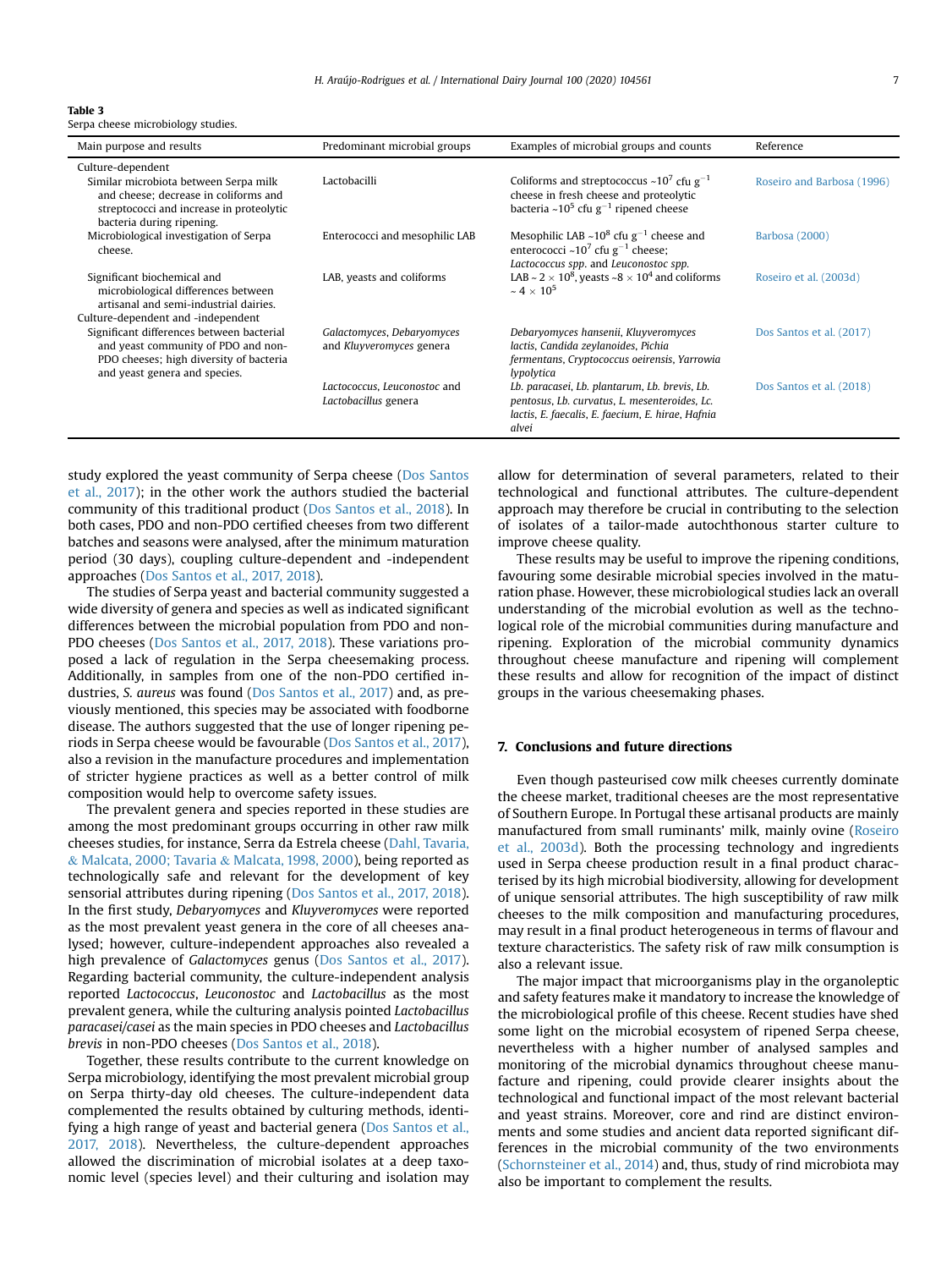**Table 3**
Serpa cheese microbiology studies.

| Main purpose and results | Predominant microbial groups | Examples of microbial groups and counts | Reference |
|---|---|---|---|
| Culture-dependent | | | |
| Similar microbiota between Serpa milk and cheese; decrease in coliforms and streptococci and increase in proteolytic bacteria during ripening. | Lactobacilli | Coliforms and streptococcus ~$10^7$ cfu $g^{-1}$ cheese in fresh cheese and proteolytic bacteria ~$10^5$ cfu $g^{-1}$ ripened cheese | Roseiro and Barbosa (1996) |
| Microbiological investigation of Serpa cheese. | Enterococci and mesophilic LAB | Mesophilic LAB ~$10^8$ cfu $g^{-1}$ cheese and enterococci ~$10^7$ cfu $g^{-1}$ cheese; *Lactococcus spp.* and *Leuconostoc spp.* | Barbosa (2000) |
| Significant biochemical and microbiological differences between artisanal and semi-industrial dairies. | LAB, yeasts and coliforms | LAB ~ $2 \times 10^8$, yeasts ~$8 \times 10^4$ and coliforms ~ $4 \times 10^5$ | Roseiro et al. (2003d) |
| Culture-dependent and -independent | | | |
| Significant differences between bacterial and yeast community of PDO and non-PDO cheeses; high diversity of bacteria and yeast genera and species. | *Galactomyces*, *Debaryomyces* and *Kluyveromyces* genera | *Debaryomyces hansenii, Kluyveromyces lactis, Candida zeylanoides, Pichia fermentans, Cryptococcus oeirensis, Yarrowia lypolytica* | Dos Santos et al. (2017) |
| | *Lactococcus*, *Leuconostoc* and *Lactobacillus* genera | *Lb. paracasei, Lb. plantarum, Lb. brevis, Lb. pentosus, Lb. curvatus, L. mesenteroides, Lc. lactis, E. faecalis, E. faecium, E. hirae, Hafnia alvei* | Dos Santos et al. (2018) |

study explored the yeast community of Serpa cheese (Dos Santos et al., 2017); in the other work the authors studied the bacterial community of this traditional product (Dos Santos et al., 2018). In both cases, PDO and non-PDO certified cheeses from two different batches and seasons were analysed, after the minimum maturation period (30 days), coupling culture-dependent and -independent approaches (Dos Santos et al., 2017, 2018).

The studies of Serpa yeast and bacterial community suggested a wide diversity of genera and species as well as indicated significant differences between the microbial population from PDO and non-PDO cheeses (Dos Santos et al., 2017, 2018). These variations proposed a lack of regulation in the Serpa cheesemaking process. Additionally, in samples from one of the non-PDO certified industries, *S. aureus* was found (Dos Santos et al., 2017) and, as previously mentioned, this species may be associated with foodborne disease. The authors suggested that the use of longer ripening periods in Serpa cheese would be favourable (Dos Santos et al., 2017), also a revision in the manufacture procedures and implementation of stricter hygiene practices as well as a better control of milk composition would help to overcome safety issues.

The prevalent genera and species reported in these studies are among the most predominant groups occurring in other raw milk cheeses studies, for instance, Serra da Estrela cheese (Dahl, Tavaria, & Malcata, 2000; Tavaria & Malcata, 1998, 2000), being reported as technologically safe and relevant for the development of key sensorial attributes during ripening (Dos Santos et al., 2017, 2018). In the first study, *Debaryomyces* and *Kluyveromyces* were reported as the most prevalent yeast genera in the core of all cheeses analysed; however, culture-independent approaches also revealed a high prevalence of *Galactomyces* genus (Dos Santos et al., 2017). Regarding bacterial community, the culture-independent analysis reported *Lactococcus*, *Leuconostoc* and *Lactobacillus* as the most prevalent genera, while the culturing analysis pointed *Lactobacillus paracasei/casei* as the main species in PDO cheeses and *Lactobacillus brevis* in non-PDO cheeses (Dos Santos et al., 2018).

Together, these results contribute to the current knowledge on Serpa microbiology, identifying the most prevalent microbial group on Serpa thirty-day old cheeses. The culture-independent data complemented the results obtained by culturing methods, identifying a high range of yeast and bacterial genera (Dos Santos et al., 2017, 2018). Nevertheless, the culture-dependent approaches allowed the discrimination of microbial isolates at a deep taxonomic level (species level) and their culturing and isolation may allow for determination of several parameters, related to their technological and functional attributes. The culture-dependent approach may therefore be crucial in contributing to the selection of isolates of a tailor-made autochthonous starter culture to improve cheese quality.

These results may be useful to improve the ripening conditions, favouring some desirable microbial species involved in the maturation phase. However, these microbiological studies lack an overall understanding of the microbial evolution as well as the technological role of the microbial communities during manufacture and ripening. Exploration of the microbial community dynamics throughout cheese manufacture and ripening will complement these results and allow for recognition of the impact of distinct groups in the various cheesemaking phases.

## 7. Conclusions and future directions

Even though pasteurised cow milk cheeses currently dominate the cheese market, traditional cheeses are the most representative of Southern Europe. In Portugal these artisanal products are mainly manufactured from small ruminants' milk, mainly ovine (Roseiro et al., 2003d). Both the processing technology and ingredients used in Serpa cheese production result in a final product characterised by its high microbial biodiversity, allowing for development of unique sensorial attributes. The high susceptibility of raw milk cheeses to the milk composition and manufacturing procedures, may result in a final product heterogeneous in terms of flavour and texture characteristics. The safety risk of raw milk consumption is also a relevant issue.

The major impact that microorganisms play in the organoleptic and safety features make it mandatory to increase the knowledge of the microbiological profile of this cheese. Recent studies have shed some light on the microbial ecosystem of ripened Serpa cheese, nevertheless with a higher number of analysed samples and monitoring of the microbial dynamics throughout cheese manufacture and ripening, could provide clearer insights about the technological and functional impact of the most relevant bacterial and yeast strains. Moreover, core and rind are distinct environments and some studies and ancient data reported significant differences in the microbial community of the two environments (Schornsteiner et al., 2014) and, thus, study of rind microbiota may also be important to complement the results.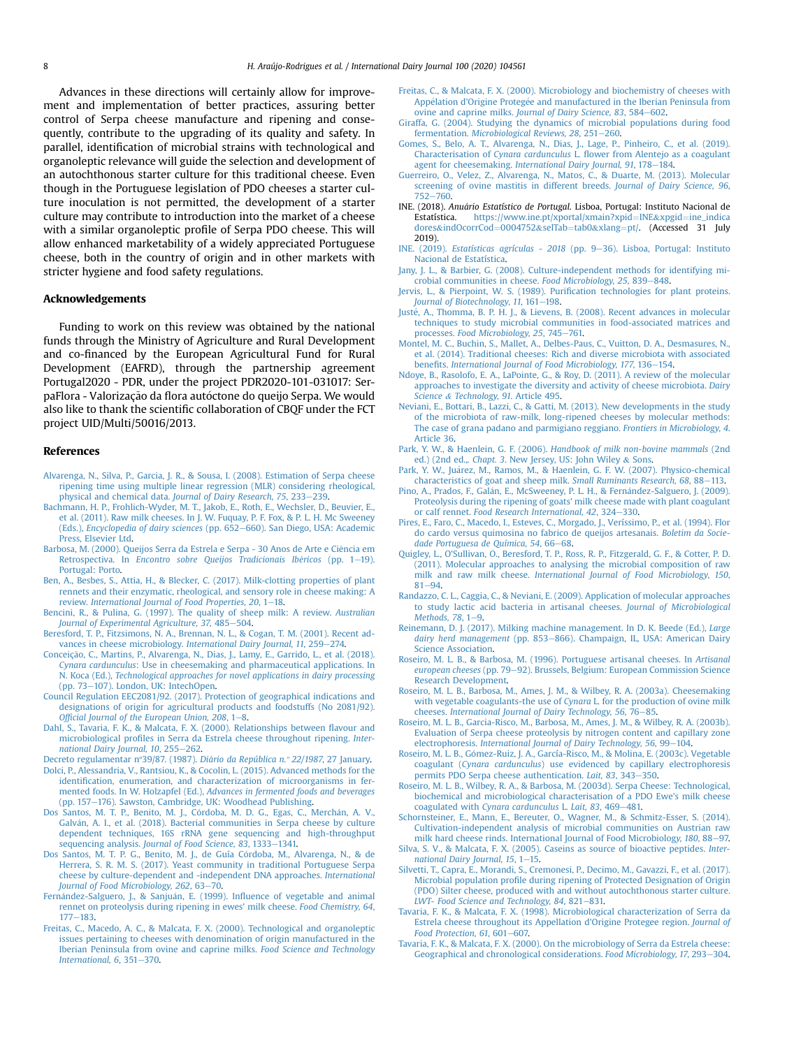Advances in these directions will certainly allow for improvement and implementation of better practices, assuring better control of Serpa cheese manufacture and ripening and consequently, contribute to the upgrading of its quality and safety. In parallel, identification of microbial strains with technological and organoleptic relevance will guide the selection and development of an autochthonous starter culture for this traditional cheese. Even though in the Portuguese legislation of PDO cheeses a starter culture inoculation is not permitted, the development of a starter culture may contribute to introduction into the market of a cheese with a similar organoleptic profile of Serpa PDO cheese. This will allow enhanced marketability of a widely appreciated Portuguese cheese, both in the country of origin and in other markets with stricter hygiene and food safety regulations.

## Acknowledgements

Funding to work on this review was obtained by the national funds through the Ministry of Agriculture and Rural Development and co-financed by the European Agricultural Fund for Rural Development (EAFRD), through the partnership agreement Portugal2020 - PDR, under the project PDR2020-101-031017: SerpaFlora - Valorização da flora autóctone do queijo Serpa. We would also like to thank the scientific collaboration of CBQF under the FCT project UID/Multi/50016/2013.

## References

Alvarenga, N., Silva, P., Garcia, J. R., & Sousa, I. (2008). Estimation of Serpa cheese ripening time using multiple linear regression (MLR) considering rheological, physical and chemical data. *Journal of Dairy Research, 75*, 233–239.

Bachmann, H. P., Frohlich-Wyder, M. T., Jakob, E., Roth, E., Wechsler, D., Beuvier, E., et al. (2011). Raw milk cheeses. In J. W. Fuquay, P. F. Fox, & P. L. H. Mc Sweeney (Eds.), *Encyclopedia of dairy sciences* (pp. 652–660). San Diego, USA: Academic Press, Elsevier Ltd.

Barbosa, M. (2000). Queijos Serra da Estrela e Serpa - 30 Anos de Arte e Ciência em Retrospectiva. In *Encontro sobre Queijos Tradicionais Ibéricos* (pp. 1–19). Portugal: Porto.

Ben, A., Besbes, S., Attia, H., & Blecker, C. (2017). Milk-clotting properties of plant rennets and their enzymatic, rheological, and sensory role in cheese making: A review. *International Journal of Food Properties, 20*, 1–18.

Bencini, R., & Pulina, G. (1997). The quality of sheep milk: A review. *Australian Journal of Experimental Agriculture, 37*, 485–504.

Beresford, T. P., Fitzsimons, N. A., Brennan, N. L., & Cogan, T. M. (2001). Recent advances in cheese microbiology. *International Dairy Journal, 11*, 259–274.

Conceição, C., Martins, P., Alvarenga, N., Dias, J., Lamy, E., Garrido, L., et al. (2018). *Cynara cardunculus*: Use in cheesemaking and pharmaceutical applications. In N. Koca (Ed.), *Technological approaches for novel applications in dairy processing* (pp. 73–107). London, UK: IntechOpen.

Council Regulation EEC2081/92. (2017). Protection of geographical indications and designations of origin for agricultural products and foodstuffs (No 2081/92). *Official Journal of the European Union, 208*, 1–8.

Dahl, S., Tavaria, F. K., & Malcata, F. X. (2000). Relationships between flavour and microbiological profiles in Serra da Estrela cheese throughout ripening. *International Dairy Journal, 10*, 255–262.

Decreto regulamentar nº39/87. (1987). *Diário da República n.º 22/1987*, 27 January.

Dolci, P., Alessandria, V., Rantsiou, K., & Cocolin, L. (2015). Advanced methods for the identification, enumeration, and characterization of microorganisms in fermented foods. In W. Holzapfel (Ed.), *Advances in fermented foods and beverages* (pp. 157–176). Sawston, Cambridge, UK: Woodhead Publishing.

Dos Santos, M. T. P., Benito, M. J., Córdoba, M. D. G., Egas, C., Merchán, A. V., Galván, A. I., et al. (2018). Bacterial communities in Serpa cheese by culture dependent techniques, 16S rRNA gene sequencing and high-throughput sequencing analysis. *Journal of Food Science, 83*, 1333–1341.

Dos Santos, M. T. P. G., Benito, M. J., de Guía Córdoba, M., Alvarenga, N., & de Herrera, S. R. M. S. (2017). Yeast community in traditional Portuguese Serpa cheese by culture-dependent and -independent DNA approaches. *International Journal of Food Microbiology, 262*, 63–70.

Fernández-Salguero, J., & Sanjuán, E. (1999). Influence of vegetable and animal rennet on proteolysis during ripening in ewes' milk cheese. *Food Chemistry, 64*, 177–183.

Freitas, C., Macedo, A. C., & Malcata, F. X. (2000). Technological and organoleptic issues pertaining to cheeses with denomination of origin manufactured in the Iberian Peninsula from ovine and caprine milks. *Food Science and Technology International, 6*, 351–370.

Freitas, C., & Malcata, F. X. (2000). Microbiology and biochemistry of cheeses with Appélation d'Origine Protegée and manufactured in the Iberian Peninsula from ovine and caprine milks. *Journal of Dairy Science, 83*, 584–602.

Giraffa, G. (2004). Studying the dynamics of microbial populations during food fermentation. *Microbiological Reviews, 28*, 251–260.

Gomes, S., Belo, A. T., Alvarenga, N., Dias, J., Lage, P., Pinheiro, C., et al. (2019). Characterisation of *Cynara cardunculus* L. flower from Alentejo as a coagulant agent for cheesemaking. *International Dairy Journal, 91*, 178–184.

Guerreiro, O., Velez, Z., Alvarenga, N., Matos, C., & Duarte, M. (2013). Molecular screening of ovine mastitis in different breeds. *Journal of Dairy Science, 96*, 752–760.

INE. (2018). *Anuário Estatístico de Portugal.* Lisboa, Portugal: Instituto Nacional de Estatística. https://www.ine.pt/xportal/xmain?xpid=INE&xpgid=ine_indicadores&indOcorrCod=0004752&selTab=tab0&xlang=pt/. (Accessed 31 July 2019).

INE. (2019). *Estatísticas agrícolas - 2018* (pp. 9–36). Lisboa, Portugal: Instituto Nacional de Estatística.

Jany, J. L., & Barbier, G. (2008). Culture-independent methods for identifying microbial communities in cheese. *Food Microbiology, 25*, 839–848.

Jervis, L., & Pierpoint, W. S. (1989). Purification technologies for plant proteins. *Journal of Biotechnology, 11*, 161–198.

Justé, A., Thomma, B. P. H. J., & Lievens, B. (2008). Recent advances in molecular techniques to study microbial communities in food-associated matrices and processes. *Food Microbiology, 25*, 745–761.

Montel, M. C., Buchin, S., Mallet, A., Delbes-Paus, C., Vuitton, D. A., Desmasures, N., et al. (2014). Traditional cheeses: Rich and diverse microbiota with associated benefits. *International Journal of Food Microbiology, 177*, 136–154.

Ndoye, B., Rasolofo, E. A., LaPointe, G., & Roy, D. (2011). A review of the molecular approaches to investigate the diversity and activity of cheese microbiota. *Dairy Science & Technology, 91*. Article 495.

Neviani, E., Bottari, B., Lazzi, C., & Gatti, M. (2013). New developments in the study of the microbiota of raw-milk, long-ripened cheeses by molecular methods: The case of grana padano and parmigiano reggiano. *Frontiers in Microbiology, 4*. Article 36.

Park, Y. W., & Haenlein, G. F. (2006). *Handbook of milk non-bovine mammals* (2nd ed.) (2nd ed.,. *Chapt. 3*. New Jersey, US: John Wiley & Sons.

Park, Y. W., Juárez, M., Ramos, M., & Haenlein, G. F. W. (2007). Physico-chemical characteristics of goat and sheep milk. *Small Ruminants Research, 68*, 88–113.

Pino, A., Prados, F., Galán, E., McSweeney, P. L. H., & Fernández-Salguero, J. (2009). Proteolysis during the ripening of goats' milk cheese made with plant coagulant or calf rennet. *Food Research International, 42*, 324–330.

Pires, E., Faro, C., Macedo, I., Esteves, C., Morgado, J., Veríssimo, P., et al. (1994). Flor do cardo versus quimosina no fabrico de queijos artesanais. *Boletim da Sociedade Portuguesa de Química, 54*, 66–68.

Quigley, L., O'Sullivan, O., Beresford, T. P., Ross, R. P., Fitzgerald, G. F., & Cotter, P. D. (2011). Molecular approaches to analysing the microbial composition of raw milk and raw milk cheese. *International Journal of Food Microbiology, 150*, 81–94.

Randazzo, C. L., Caggia, C., & Neviani, E. (2009). Application of molecular approaches to study lactic acid bacteria in artisanal cheeses. *Journal of Microbiological Methods, 78*, 1–9.

Reinemann, D. J. (2017). Milking machine management. In D. K. Beede (Ed.), *Large dairy herd management* (pp. 853–866). Champaign, IL, USA: American Dairy Science Association.

Roseiro, M. L. B., & Barbosa, M. (1996). Portuguese artisanal cheeses. In *Artisanal european cheeses* (pp. 79–92). Brussels, Belgium: European Commission Science Research Development.

Roseiro, M. L. B., Barbosa, M., Ames, J. M., & Wilbey, R. A. (2003a). Cheesemaking with vegetable coagulants-the use of *Cynara* L. for the production of ovine milk cheeses. *International Journal of Dairy Technology, 56*, 76–85.

Roseiro, M. L. B., Garcia-Risco, M., Barbosa, M., Ames, J. M., & Wilbey, R. A. (2003b). Evaluation of Serpa cheese proteolysis by nitrogen content and capillary zone electrophoresis. *International Journal of Dairy Technology, 56*, 99–104.

Roseiro, M. L. B., Gómez-Ruiz, J. A., García-Risco, M., & Molina, E. (2003c). Vegetable coagulant (*Cynara cardunculus*) use evidenced by capillary electrophoresis permits PDO Serpa cheese authentication. *Lait, 83*, 343–350.

Roseiro, M. L. B., Wilbey, R. A., & Barbosa, M. (2003d). Serpa Cheese: Technological, biochemical and microbiological characterisation of a PDO Ewe's milk cheese coagulated with *Cynara cardunculus* L. *Lait, 83*, 469–481.

Schornsteiner, E., Mann, E., Bereuter, O., Wagner, M., & Schmitz-Esser, S. (2014). Cultivation-independent analysis of microbial communities on Austrian raw milk hard cheese rinds. International Journal of Food Microbiology, *180*, 88–97.

Silva, S. V., & Malcata, F. X. (2005). Caseins as source of bioactive peptides. *International Dairy Journal, 15*, 1–15.

Silvetti, T., Capra, E., Morandi, S., Cremonesi, P., Decimo, M., Gavazzi, F., et al. (2017). Microbial population profile during ripening of Protected Designation of Origin (PDO) Silter cheese, produced with and without autochthonous starter culture. *LWT- Food Science and Technology, 84*, 821–831.

Tavaria, F. K., & Malcata, F. X. (1998). Microbiological characterization of Serra da Estrela cheese throughout its Appellation d'Origine Protegee region. *Journal of Food Protection, 61*, 601–607.

Tavaria, F. K., & Malcata, F. X. (2000). On the microbiology of Serra da Estrela cheese: Geographical and chronological considerations. *Food Microbiology, 17*, 293–304.